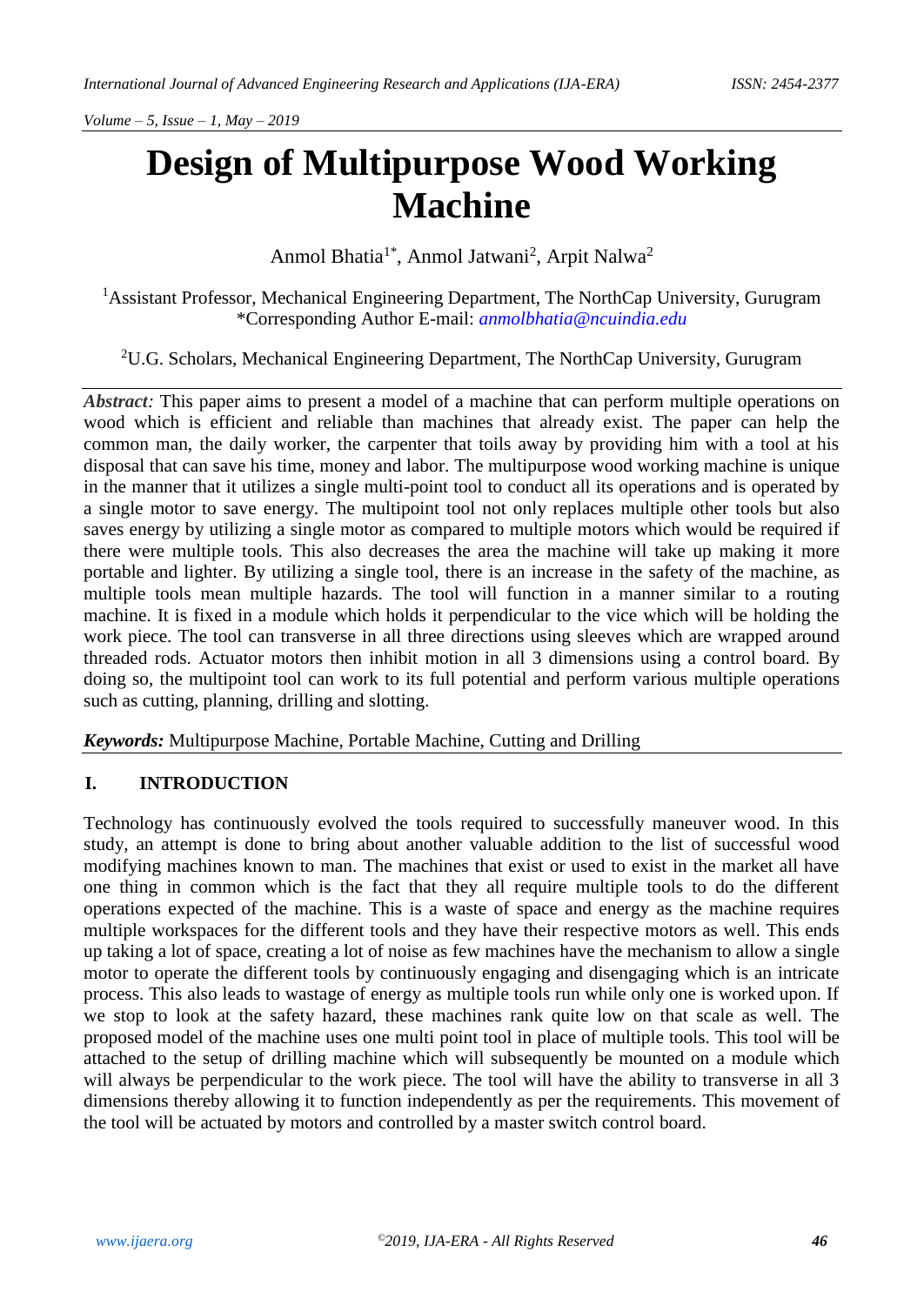# Design of Multipurpose Wood Working Machine

Anmol Bhatia[1*], Anmol Jatwani[2], Arpit Nalwa[2]

[1]Assistant Professor, Mechanical Engineering Department, The NorthCap University, Gurugram
*Corresponding Author E-mail: *anmolbhatia@ncuindia.edu*

[2]U.G. Scholars, Mechanical Engineering Department, The NorthCap University, Gurugram

***Abstract:*** This paper aims to present a model of a machine that can perform multiple operations on wood which is efficient and reliable than machines that already exist. The paper can help the common man, the daily worker, the carpenter that toils away by providing him with a tool at his disposal that can save his time, money and labor. The multipurpose wood working machine is unique in the manner that it utilizes a single multi-point tool to conduct all its operations and is operated by a single motor to save energy. The multipoint tool not only replaces multiple other tools but also saves energy by utilizing a single motor as compared to multiple motors which would be required if there were multiple tools. This also decreases the area the machine will take up making it more portable and lighter. By utilizing a single tool, there is an increase in the safety of the machine, as multiple tools mean multiple hazards. The tool will function in a manner similar to a routing machine. It is fixed in a module which holds it perpendicular to the vice which will be holding the work piece. The tool can transverse in all three directions using sleeves which are wrapped around threaded rods. Actuator motors then inhibit motion in all 3 dimensions using a control board. By doing so, the multipoint tool can work to its full potential and perform various multiple operations such as cutting, planning, drilling and slotting.

***Keywords:*** Multipurpose Machine, Portable Machine, Cutting and Drilling

## I. INTRODUCTION

Technology has continuously evolved the tools required to successfully maneuver wood. In this study, an attempt is done to bring about another valuable addition to the list of successful wood modifying machines known to man. The machines that exist or used to exist in the market all have one thing in common which is the fact that they all require multiple tools to do the different operations expected of the machine. This is a waste of space and energy as the machine requires multiple workspaces for the different tools and they have their respective motors as well. This ends up taking a lot of space, creating a lot of noise as few machines have the mechanism to allow a single motor to operate the different tools by continuously engaging and disengaging which is an intricate process. This also leads to wastage of energy as multiple tools run while only one is worked upon. If we stop to look at the safety hazard, these machines rank quite low on that scale as well. The proposed model of the machine uses one multi point tool in place of multiple tools. This tool will be attached to the setup of drilling machine which will subsequently be mounted on a module which will always be perpendicular to the work piece. The tool will have the ability to transverse in all 3 dimensions thereby allowing it to function independently as per the requirements. This movement of the tool will be actuated by motors and controlled by a master switch control board.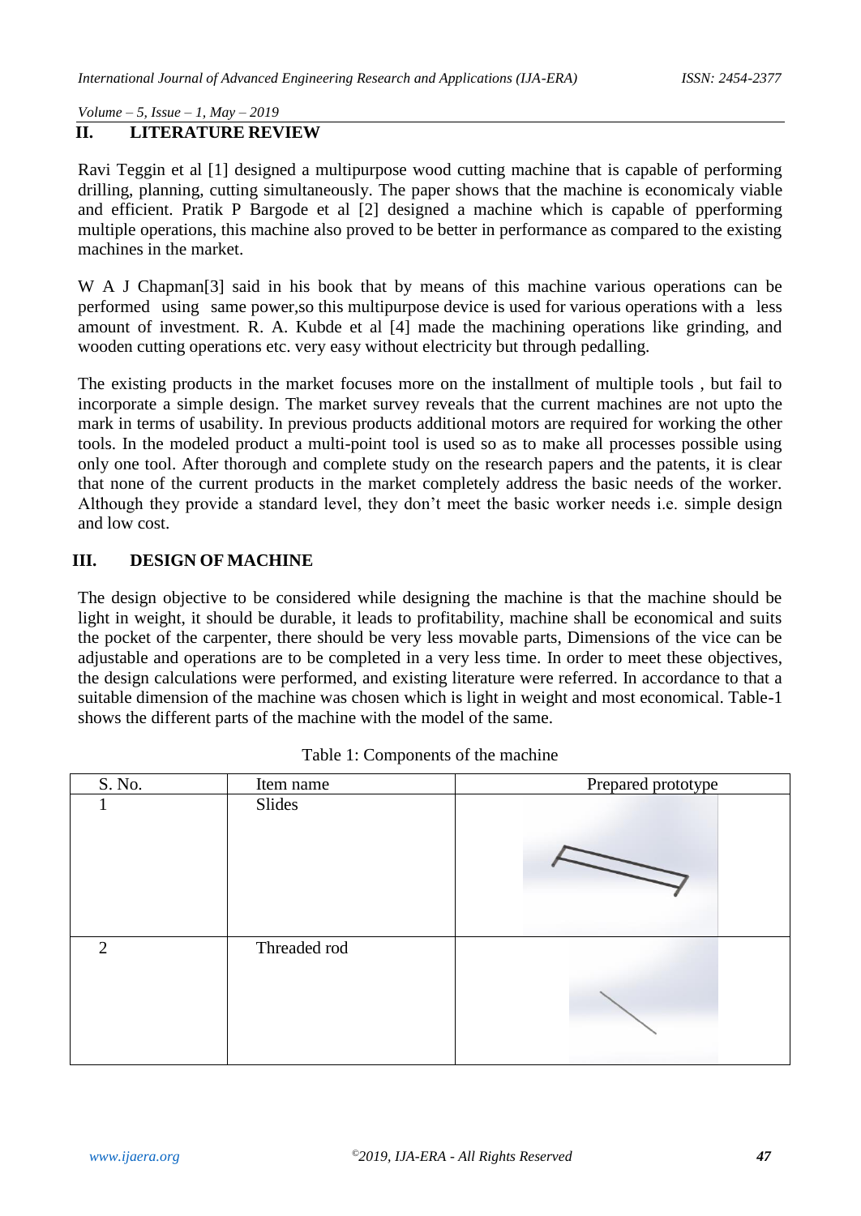## II. LITERATURE REVIEW

Ravi Teggin et al [1] designed a multipurpose wood cutting machine that is capable of performing drilling, planning, cutting simultaneously. The paper shows that the machine is economicaly viable and efficient. Pratik P Bargode et al [2] designed a machine which is capable of pperforming multiple operations, this machine also proved to be better in performance as compared to the existing machines in the market.

W A J Chapman[3] said in his book that by means of this machine various operations can be performed using same power,so this multipurpose device is used for various operations with a less amount of investment. R. A. Kubde et al [4] made the machining operations like grinding, and wooden cutting operations etc. very easy without electricity but through pedalling.

The existing products in the market focuses more on the installment of multiple tools , but fail to incorporate a simple design. The market survey reveals that the current machines are not upto the mark in terms of usability. In previous products additional motors are required for working the other tools. In the modeled product a multi-point tool is used so as to make all processes possible using only one tool. After thorough and complete study on the research papers and the patents, it is clear that none of the current products in the market completely address the basic needs of the worker. Although they provide a standard level, they don't meet the basic worker needs i.e. simple design and low cost.

## III. DESIGN OF MACHINE

The design objective to be considered while designing the machine is that the machine should be light in weight, it should be durable, it leads to profitability, machine shall be economical and suits the pocket of the carpenter, there should be very less movable parts, Dimensions of the vice can be adjustable and operations are to be completed in a very less time. In order to meet these objectives, the design calculations were performed, and existing literature were referred. In accordance to that a suitable dimension of the machine was chosen which is light in weight and most economical. Table-1 shows the different parts of the machine with the model of the same.

Table 1: Components of the machine

| S. No. | Item name | Prepared prototype |
|---|---|---|
| 1 | Slides | |
| 2 | Threaded rod | |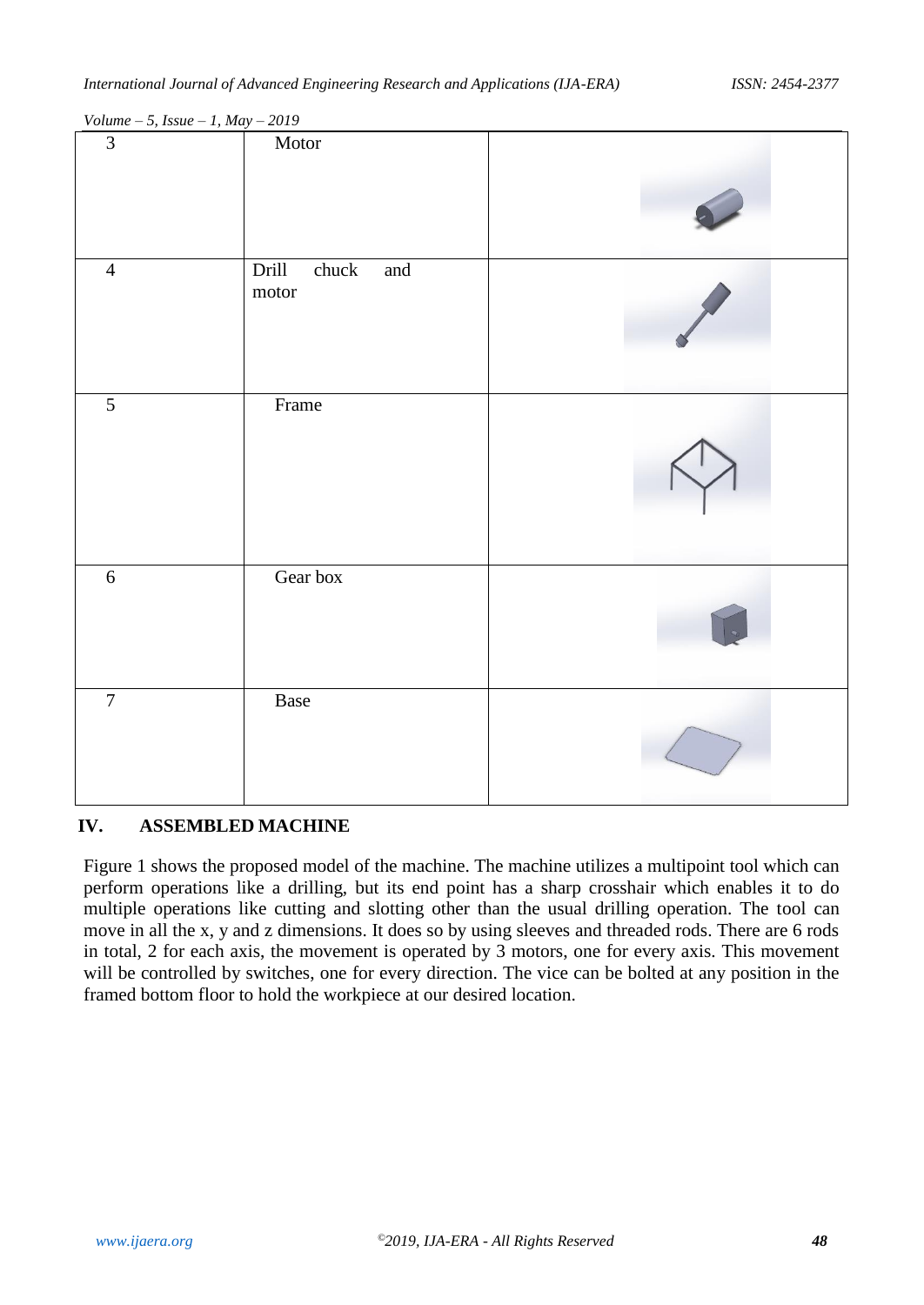| 3 | Motor | |
|---|---|---|
| 4 | Drill chuck and motor | |
| 5 | Frame | |
| 6 | Gear box | |
| 7 | Base | |

## IV. ASSEMBLED MACHINE

Figure 1 shows the proposed model of the machine. The machine utilizes a multipoint tool which can perform operations like a drilling, but its end point has a sharp crosshair which enables it to do multiple operations like cutting and slotting other than the usual drilling operation. The tool can move in all the x, y and z dimensions. It does so by using sleeves and threaded rods. There are 6 rods in total, 2 for each axis, the movement is operated by 3 motors, one for every axis. This movement will be controlled by switches, one for every direction. The vice can be bolted at any position in the framed bottom floor to hold the workpiece at our desired location.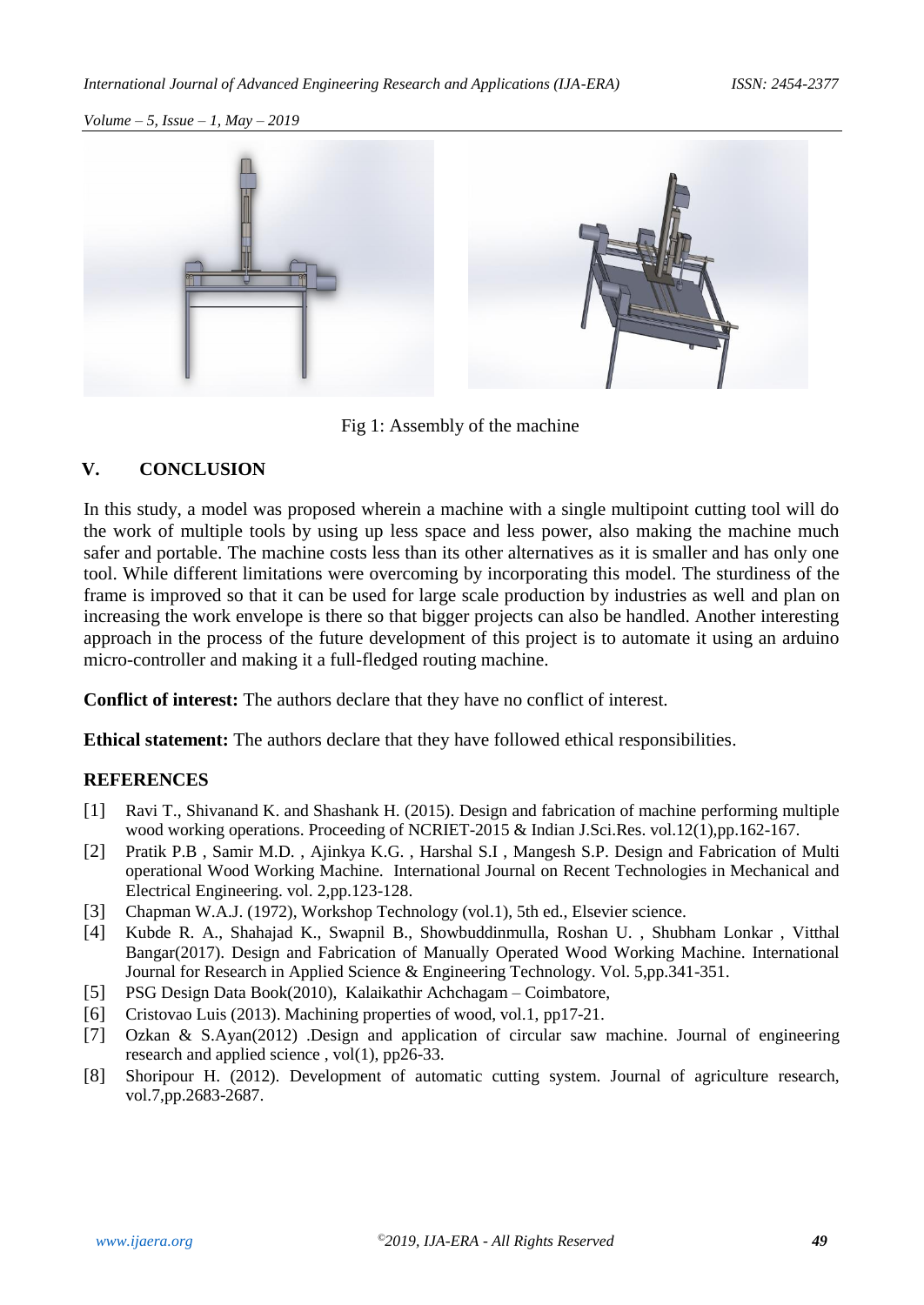Fig 1: Assembly of the machine

## V. CONCLUSION

In this study, a model was proposed wherein a machine with a single multipoint cutting tool will do the work of multiple tools by using up less space and less power, also making the machine much safer and portable. The machine costs less than its other alternatives as it is smaller and has only one tool. While different limitations were overcoming by incorporating this model. The sturdiness of the frame is improved so that it can be used for large scale production by industries as well and plan on increasing the work envelope is there so that bigger projects can also be handled. Another interesting approach in the process of the future development of this project is to automate it using an arduino micro-controller and making it a full-fledged routing machine.

**Conflict of interest:** The authors declare that they have no conflict of interest.

**Ethical statement:** The authors declare that they have followed ethical responsibilities.

## REFERENCES

[1] Ravi T., Shivanand K. and Shashank H. (2015). Design and fabrication of machine performing multiple wood working operations. Proceeding of NCRIET-2015 & Indian J.Sci.Res. vol.12(1),pp.162-167.

[2] Pratik P.B , Samir M.D. , Ajinkya K.G. , Harshal S.I , Mangesh S.P. Design and Fabrication of Multi operational Wood Working Machine. International Journal on Recent Technologies in Mechanical and Electrical Engineering. vol. 2,pp.123-128.

[3] Chapman W.A.J. (1972), Workshop Technology (vol.1), 5th ed., Elsevier science.

[4] Kubde R. A., Shahajad K., Swapnil B., Showbuddinmulla, Roshan U. , Shubham Lonkar , Vitthal Bangar(2017). Design and Fabrication of Manually Operated Wood Working Machine. International Journal for Research in Applied Science & Engineering Technology. Vol. 5,pp.341-351.

[5] PSG Design Data Book(2010), Kalaikathir Achchagam – Coimbatore,

[6] Cristovao Luis (2013). Machining properties of wood, vol.1, pp17-21.

[7] Ozkan & S.Ayan(2012) .Design and application of circular saw machine. Journal of engineering research and applied science , vol(1), pp26-33.

[8] Shoripour H. (2012). Development of automatic cutting system. Journal of agriculture research, vol.7,pp.2683-2687.